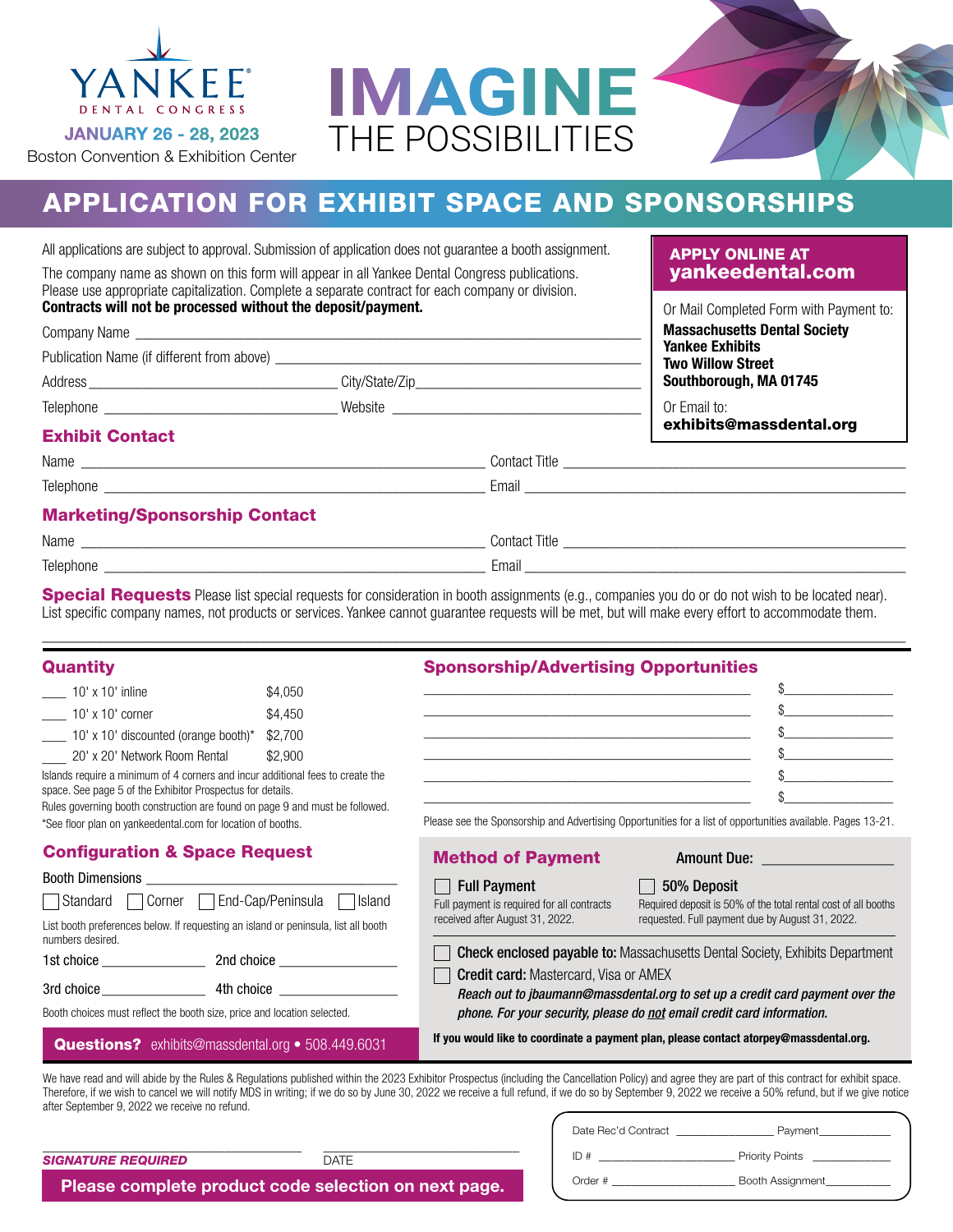YANKEE® DENTAL CONGRESS

**JANUARY 26 - 28, 2023**

Boston Convention & Exhibition Center

# IMAGINE THE POSSIBILITIES

## APPLICATION FOR EXHIBIT SPACE AND SPONSORSHIPS

All applications are subject to approval. Submission of application does not guarantee a booth assignment.

The company name as shown on this form will appear in all Yankee Dental Congress publications. Please use appropriate capitalization. Complete a separate contract for each company or division.
**Contracts will not be processed without the deposit/payment.**

**APPLY ONLINE AT yankeedental.com**

Or Mail Completed Form with Payment to:
**Massachusetts Dental Society**
**Yankee Exhibits**
**Two Willow Street**
**Southborough, MA 01745**

Or Email to:
**exhibits@massdental.org**

Company Name ____________________

Publication Name (if different from above) ____________________

Address ____________________ City/State/Zip ____________________

Telephone ____________________ Website ____________________

### Exhibit Contact

Name ____________________ Contact Title ____________________

Telephone ____________________ Email ____________________

### Marketing/Sponsorship Contact

Name ____________________ Contact Title ____________________

Telephone ____________________ Email ____________________

**Special Requests** Please list special requests for consideration in booth assignments (e.g., companies you do or do not wish to be located near). List specific company names, not products or services. Yankee cannot guarantee requests will be met, but will make every effort to accommodate them.

____________________________________________

### Quantity

| Qty | Item | Price |
|---|---|---|
| ____ | 10' x 10' inline | $4,050 |
| ____ | 10' x 10' corner | $4,450 |
| ____ | 10' x 10' discounted (orange booth)* | $2,700 |
| ____ | 20' x 20' Network Room Rental | $2,900 |

Islands require a minimum of 4 corners and incur additional fees to create the space. See page 5 of the Exhibitor Prospectus for details.
Rules governing booth construction are found on page 9 and must be followed.
*See floor plan on yankeedental.com for location of booths.

### Configuration & Space Request

Booth Dimensions ____________________

☐ Standard ☐ Corner ☐ End-Cap/Peninsula ☐ Island

List booth preferences below. If requesting an island or peninsula, list all booth numbers desired.

1st choice ____________ 2nd choice ____________

3rd choice ____________ 4th choice ____________

Booth choices must reflect the booth size, price and location selected.

**Questions?** exhibits@massdental.org • 508.449.6031

### Sponsorship/Advertising Opportunities

| Opportunity | Amount |
|---|---|
| ____________________ | $__________ |
| ____________________ | $__________ |
| ____________________ | $__________ |
| ____________________ | $__________ |
| ____________________ | $__________ |
| ____________________ | $__________ |

Please see the Sponsorship and Advertising Opportunities for a list of opportunities available. Pages 13-21.

### Method of Payment

Amount Due: ____________

☐ **Full Payment**
Full payment is required for all contracts received after August 31, 2022.

☐ **50% Deposit**
Required deposit is 50% of the total rental cost of all booths requested. Full payment due by August 31, 2022.

☐ **Check enclosed payable to:** Massachusetts Dental Society, Exhibits Department

☐ **Credit card:** Mastercard, Visa or AMEX
*Reach out to jbaumann@massdental.org to set up a credit card payment over the phone. For your security, please do not email credit card information.*

**If you would like to coordinate a payment plan, please contact atorpey@massdental.org.**

We have read and will abide by the Rules & Regulations published within the 2023 Exhibitor Prospectus (including the Cancellation Policy) and agree they are part of this contract for exhibit space. Therefore, if we wish to cancel we will notify MDS in writing; if we do so by June 30, 2022 we receive a full refund, if we do so by September 9, 2022 we receive a 50% refund, but if we give notice after September 9, 2022 we receive no refund.

____________________ ____________________
***SIGNATURE REQUIRED*** DATE

**Please complete product code selection on next page.**

Date Rec'd Contract ____________ Payment ____________
ID # ____________ Priority Points ____________
Order # ____________ Booth Assignment ____________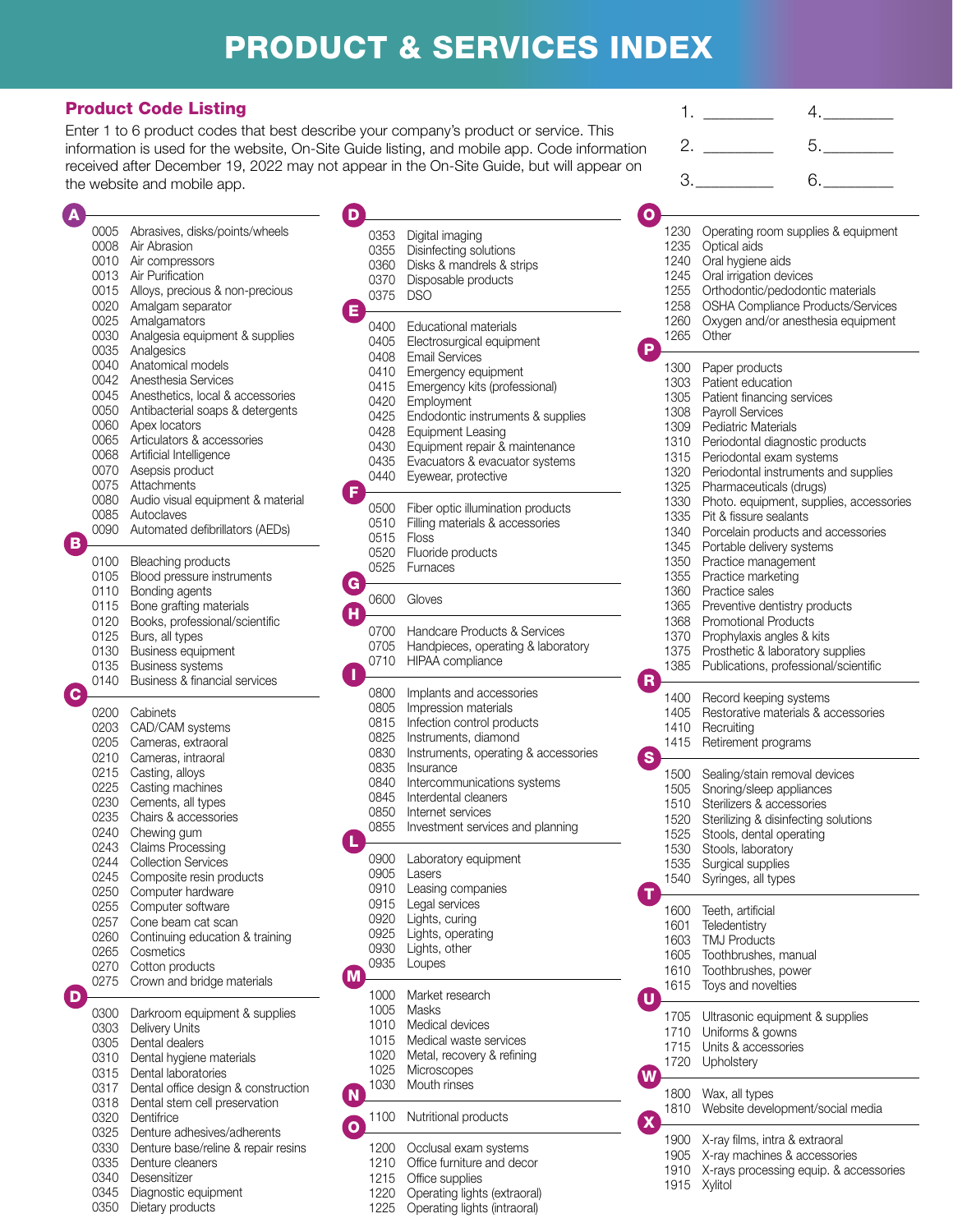# PRODUCT & SERVICES INDEX

## Product Code Listing

Enter 1 to 6 product codes that best describe your company's product or service. This information is used for the website, On-Site Guide listing, and mobile app. Code information received after December 19, 2022 may not appear in the On-Site Guide, but will appear on the website and mobile app.

1. ________ 4. ________

2. ________ 5. ________

3. ________ 6. ________

### A

- 0005 Abrasives, disks/points/wheels
- 0008 Air Abrasion
- 0010 Air compressors
- 0013 Air Purification
- 0015 Alloys, precious & non-precious
- 0020 Amalgam separator
- 0025 Amalgamators
- 0030 Analgesia equipment & supplies
- 0035 Analgesics
- 0040 Anatomical models
- 0042 Anesthesia Services
- 0045 Anesthetics, local & accessories
- 0050 Antibacterial soaps & detergents
- 0060 Apex locators
- 0065 Articulators & accessories
- 0068 Artificial Intelligence
- 0070 Asepsis product
- 0075 Attachments
- 0080 Audio visual equipment & material
- 0085 Autoclaves
- 0090 Automated defibrillators (AEDs)

### B

- 0100 Bleaching products
- 0105 Blood pressure instruments
- 0110 Bonding agents
- 0115 Bone grafting materials
- 0120 Books, professional/scientific
- 0125 Burs, all types
- 0130 Business equipment
- 0135 Business systems
- 0140 Business & financial services

### C

- 0200 Cabinets
- 0203 CAD/CAM systems
- 0205 Cameras, extraoral
- 0210 Cameras, intraoral
- 0215 Casting, alloys
- 0225 Casting machines
- 0230 Cements, all types
- 0235 Chairs & accessories
- 0240 Chewing gum
- 0243 Claims Processing
- 0244 Collection Services
- 0245 Composite resin products
- 0250 Computer hardware
- 0255 Computer software
- 0257 Cone beam cat scan
- 0260 Continuing education & training
- 0265 Cosmetics
- 0270 Cotton products
- 0275 Crown and bridge materials

### D

- 0300 Darkroom equipment & supplies
- 0303 Delivery Units
- 0305 Dental dealers
- 0310 Dental hygiene materials
- 0315 Dental laboratories
- 0317 Dental office design & construction
- 0318 Dental stem cell preservation
- 0320 Dentifrice
- 0325 Denture adhesives/adherents
- 0330 Denture base/reline & repair resins
- 0335 Denture cleaners
- 0340 Desensitizer
- 0345 Diagnostic equipment
- 0350 Dietary products
- 0353 Digital imaging
- 0355 Disinfecting solutions
- 0360 Disks & mandrels & strips
- 0370 Disposable products
- 0375 DSO

### E

- 0400 Educational materials
- 0405 Electrosurgical equipment
- 0408 Email Services
- 0410 Emergency equipment
- 0415 Emergency kits (professional)
- 0420 Employment
- 0425 Endodontic instruments & supplies
- 0428 Equipment Leasing
- 0430 Equipment repair & maintenance
- 0435 Evacuators & evacuator systems
- 0440 Eyewear, protective

### F

- 0500 Fiber optic illumination products
- 0510 Filling materials & accessories
- 0515 Floss
- 0520 Fluoride products
- 0525 Furnaces

### G

- 0600 Gloves

### H

- 0700 Handcare Products & Services
- 0705 Handpieces, operating & laboratory
- 0710 HIPAA compliance

### I

- 0800 Implants and accessories
- 0805 Impression materials
- 0815 Infection control products
- 0825 Instruments, diamond
- 0830 Instruments, operating & accessories
- 0835 Insurance
- 0840 Intercommunications systems
- 0845 Interdental cleaners
- 0850 Internet services
- 0855 Investment services and planning

### L

- 0900 Laboratory equipment
- 0905 Lasers
- 0910 Leasing companies
- 0915 Legal services
- 0920 Lights, curing
- 0925 Lights, operating
- 0930 Lights, other
- 0935 Loupes

### M

- 1000 Market research
- 1005 Masks
- 1010 Medical devices
- 1015 Medical waste services
- 1020 Metal, recovery & refining
- 1025 Microscopes
- 1030 Mouth rinses

### N

- 1100 Nutritional products

### O

- 1200 Occlusal exam systems
- 1210 Office furniture and decor
- 1215 Office supplies
- 1220 Operating lights (extraoral)
- 1225 Operating lights (intraoral)
- 1230 Operating room supplies & equipment
- 1235 Optical aids
- 1240 Oral hygiene aids
- 1245 Oral irrigation devices
- 1255 Orthodontic/pedodontic materials
- 1258 OSHA Compliance Products/Services
- 1260 Oxygen and/or anesthesia equipment
- 1265 Other

### P

- 1300 Paper products
- 1303 Patient education
- 1305 Patient financing services
- 1308 Payroll Services
- 1309 Pediatric Materials
- 1310 Periodontal diagnostic products
- 1315 Periodontal exam systems
- 1320 Periodontal instruments and supplies
- 1325 Pharmaceuticals (drugs)
- 1330 Photo. equipment, supplies, accessories
- 1335 Pit & fissure sealants
- 1340 Porcelain products and accessories
- 1345 Portable delivery systems
- 1350 Practice management
- 1355 Practice marketing
- 1360 Practice sales
- 1365 Preventive dentistry products
- 1368 Promotional Products
- 1370 Prophylaxis angles & kits
- 1375 Prosthetic & laboratory supplies
- 1385 Publications, professional/scientific

### R

- 1400 Record keeping systems
- 1405 Restorative materials & accessories
- 1410 Recruiting
- 1415 Retirement programs

### S

- 1500 Sealing/stain removal devices
- 1505 Snoring/sleep appliances
- 1510 Sterilizers & accessories
- 1520 Sterilizing & disinfecting solutions
- 1525 Stools, dental operating
- 1530 Stools, laboratory
- 1535 Surgical supplies
- 1540 Syringes, all types

### T

- 1600 Teeth, artificial
- 1601 Teledentistry
- 1603 TMJ Products
- 1605 Toothbrushes, manual
- 1610 Toothbrushes, power
- 1615 Toys and novelties

### U

- 1705 Ultrasonic equipment & supplies
- 1710 Uniforms & gowns
- 1715 Units & accessories
- 1720 Upholstery

### W

- 1800 Wax, all types
- 1810 Website development/social media

### X

- 1900 X-ray films, intra & extraoral
- 1905 X-ray machines & accessories
- 1910 X-rays processing equip. & accessories
- 1915 Xylitol